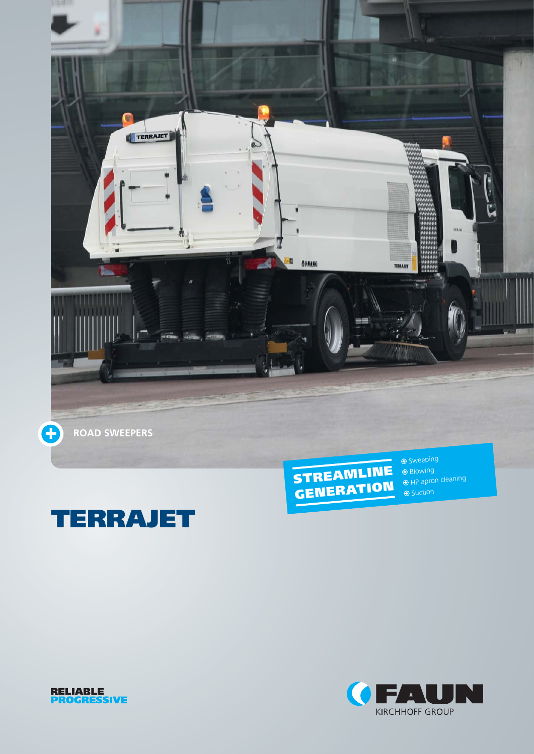ROAD SWEEPERS

**STREAMLINE GENERATION**

- Sweeping
- Blowing
- HP apron cleaning
- Suction

# TERRAJET

**RELIABLE**
**PROGRESSIVE**

FAUN
KIRCHHOFF GROUP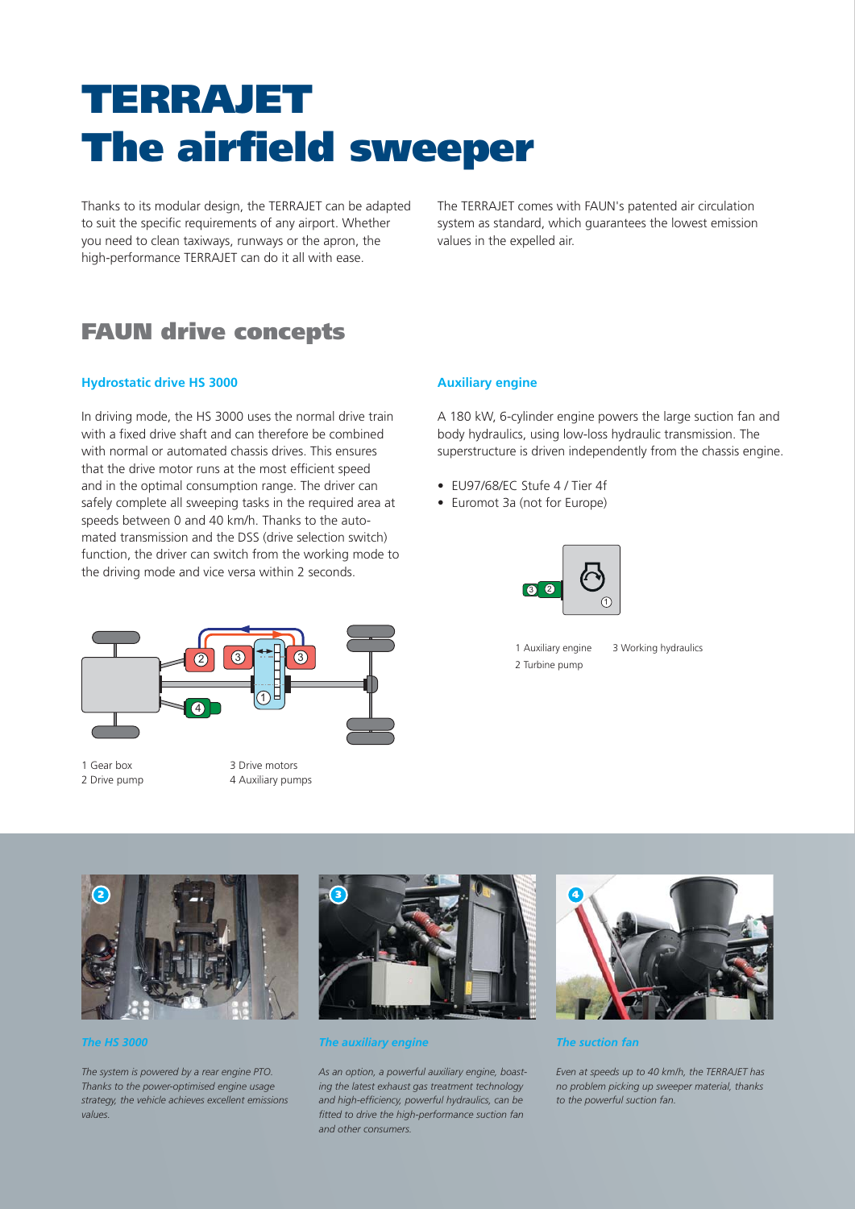# TERRAJET
# The airfield sweeper

Thanks to its modular design, the TERRAJET can be adapted to suit the specific requirements of any airport. Whether you need to clean taxiways, runways or the apron, the high-performance TERRAJET can do it all with ease.

The TERRAJET comes with FAUN's patented air circulation system as standard, which guarantees the lowest emission values in the expelled air.

## FAUN drive concepts

### Hydrostatic drive HS 3000

In driving mode, the HS 3000 uses the normal drive train with a fixed drive shaft and can therefore be combined with normal or automated chassis drives. This ensures that the drive motor runs at the most efficient speed and in the optimal consumption range. The driver can safely complete all sweeping tasks in the required area at speeds between 0 and 40 km/h. Thanks to the automated transmission and the DSS (drive selection switch) function, the driver can switch from the working mode to the driving mode and vice versa within 2 seconds.

1 Gear box
2 Drive pump
3 Drive motors
4 Auxiliary pumps

### Auxiliary engine

A 180 kW, 6-cylinder engine powers the large suction fan and body hydraulics, using low-loss hydraulic transmission. The superstructure is driven independently from the chassis engine.

- EU97/68/EC Stufe 4 / Tier 4f
- Euromot 3a (not for Europe)

1 Auxiliary engine
2 Turbine pump
3 Working hydraulics

*The HS 3000*

*The system is powered by a rear engine PTO. Thanks to the power-optimised engine usage strategy, the vehicle achieves excellent emissions values.*

*The auxiliary engine*

*As an option, a powerful auxiliary engine, boasting the latest exhaust gas treatment technology and high-efficiency, powerful hydraulics, can be fitted to drive the high-performance suction fan and other consumers.*

*The suction fan*

*Even at speeds up to 40 km/h, the TERRAJET has no problem picking up sweeper material, thanks to the powerful suction fan.*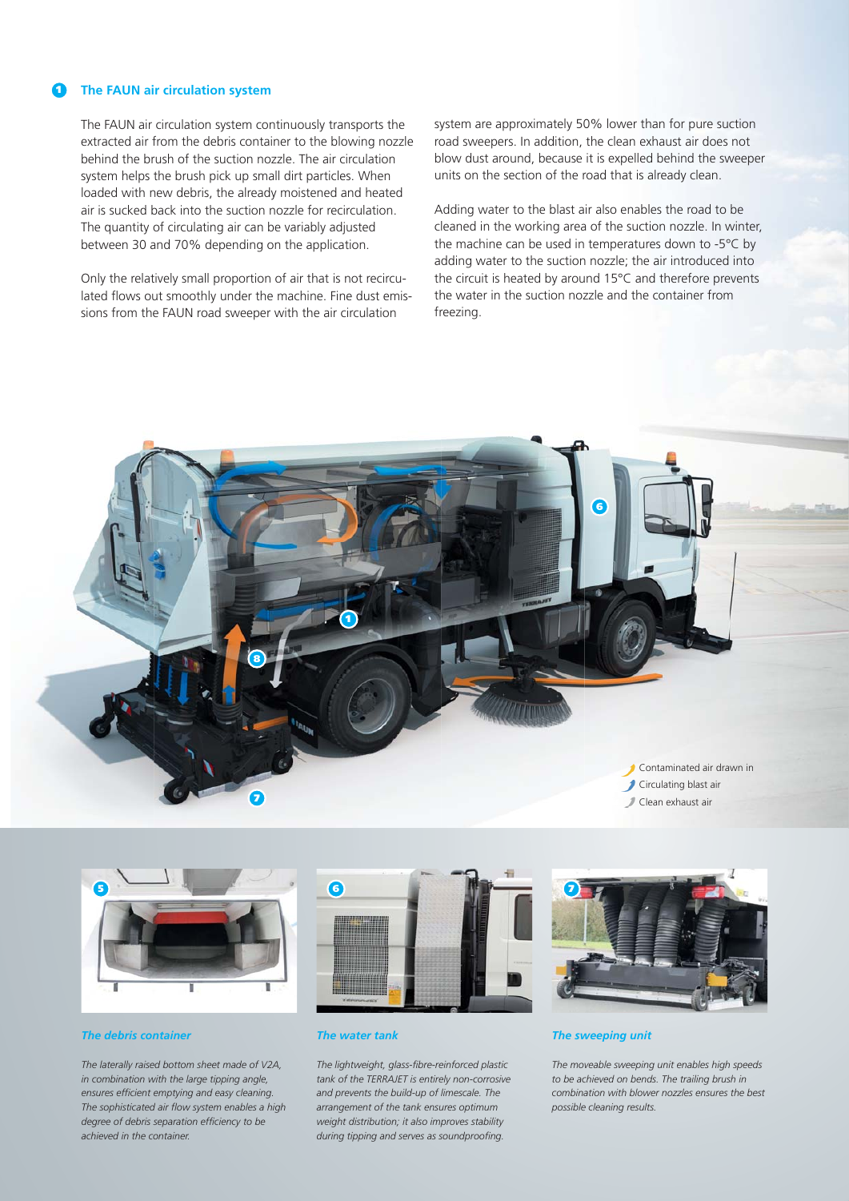## 1 The FAUN air circulation system

The FAUN air circulation system continuously transports the extracted air from the debris container to the blowing nozzle behind the brush of the suction nozzle. The air circulation system helps the brush pick up small dirt particles. When loaded with new debris, the already moistened and heated air is sucked back into the suction nozzle for recirculation. The quantity of circulating air can be variably adjusted between 30 and 70% depending on the application.

Only the relatively small proportion of air that is not recirculated flows out smoothly under the machine. Fine dust emissions from the FAUN road sweeper with the air circulation system are approximately 50% lower than for pure suction road sweepers. In addition, the clean exhaust air does not blow dust around, because it is expelled behind the sweeper units on the section of the road that is already clean.

Adding water to the blast air also enables the road to be cleaned in the working area of the suction nozzle. In winter, the machine can be used in temperatures down to -5°C by adding water to the suction nozzle; the air introduced into the circuit is heated by around 15°C and therefore prevents the water in the suction nozzle and the container from freezing.

Contaminated air drawn in
Circulating blast air
Clean exhaust air

### 5 *The debris container*

*The laterally raised bottom sheet made of V2A, in combination with the large tipping angle, ensures efficient emptying and easy cleaning. The sophisticated air flow system enables a high degree of debris separation efficiency to be achieved in the container.*

### 6 *The water tank*

*The lightweight, glass-fibre-reinforced plastic tank of the TERRAJET is entirely non-corrosive and prevents the build-up of limescale. The arrangement of the tank ensures optimum weight distribution; it also improves stability during tipping and serves as soundproofing.*

### 7 *The sweeping unit*

*The moveable sweeping unit enables high speeds to be achieved on bends. The trailing brush in combination with blower nozzles ensures the best possible cleaning results.*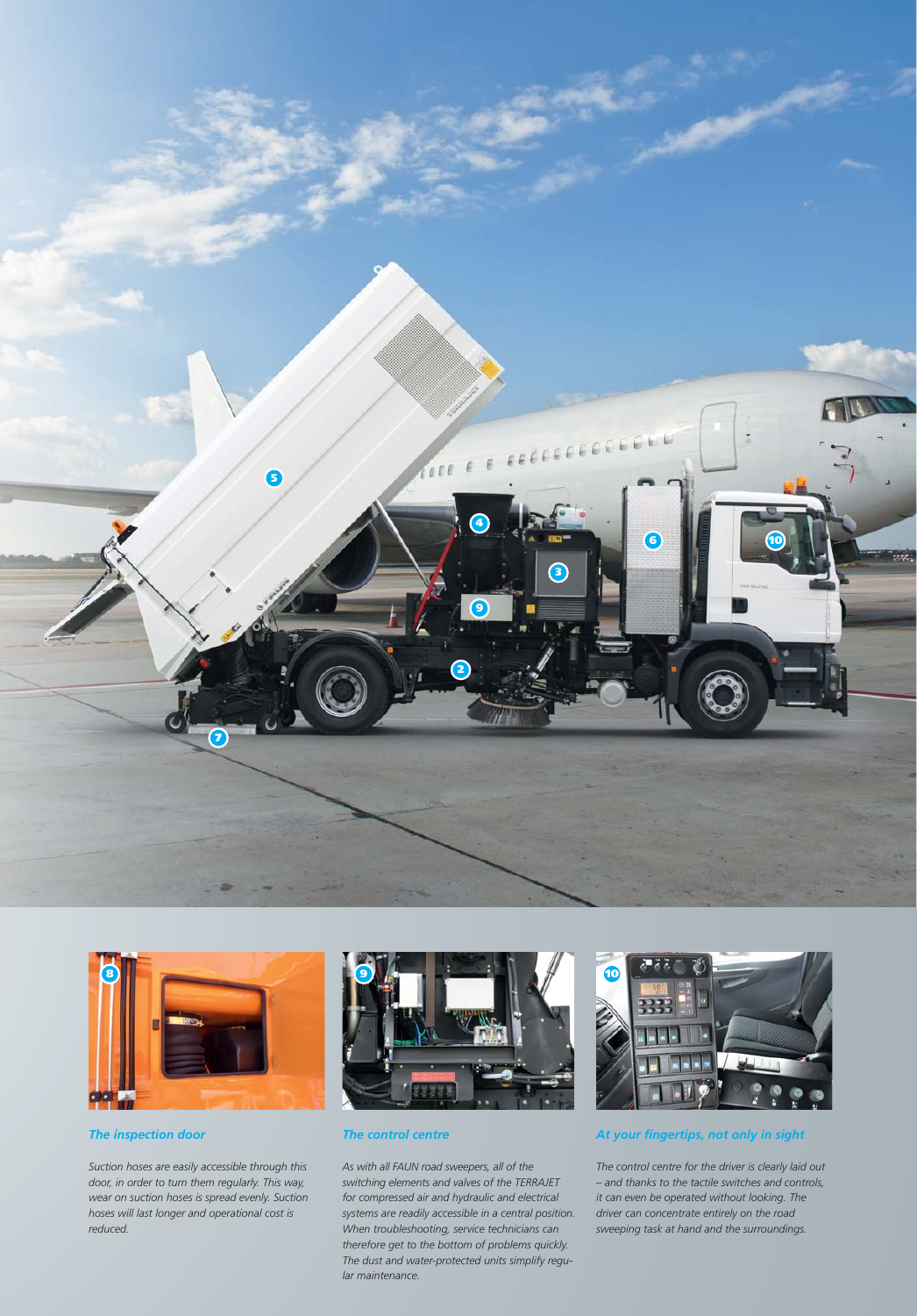### The inspection door

*Suction hoses are easily accessible through this door, in order to turn them regularly. This way, wear on suction hoses is spread evenly. Suction hoses will last longer and operational cost is reduced.*

### The control centre

*As with all FAUN road sweepers, all of the switching elements and valves of the TERRAJET for compressed air and hydraulic and electrical systems are readily accessible in a central position. When troubleshooting, service technicians can therefore get to the bottom of problems quickly. The dust and water-protected units simplify regular maintenance.*

### At your fingertips, not only in sight

*The control centre for the driver is clearly laid out – and thanks to the tactile switches and controls, it can even be operated without looking. The driver can concentrate entirely on the road sweeping task at hand and the surroundings.*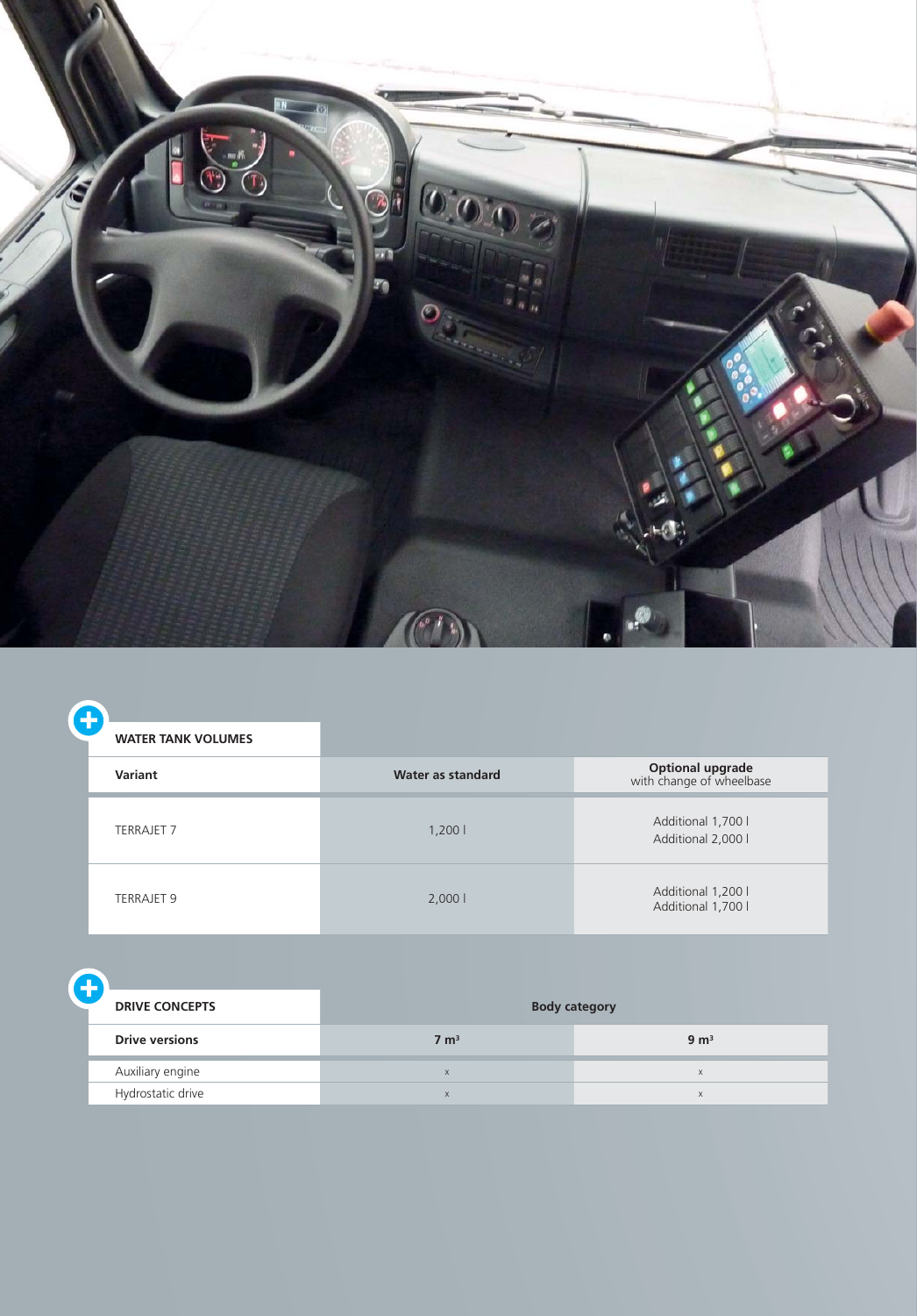| WATER TANK VOLUMES | | |
|---|---|---|
| **Variant** | **Water as standard** | **Optional upgrade** with change of wheelbase |
| TERRAJET 7 | 1,200 l | Additional 1,700 l<br>Additional 2,000 l |
| TERRAJET 9 | 2,000 l | Additional 1,200 l<br>Additional 1,700 l |

| DRIVE CONCEPTS | Body category | |
|---|---|---|
| **Drive versions** | **7 m³** | **9 m³** |
| Auxiliary engine | x | x |
| Hydrostatic drive | x | x |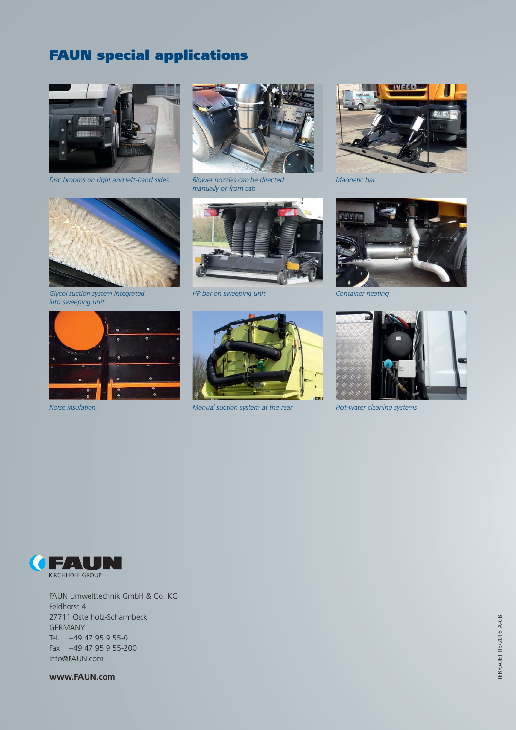# FAUN special applications

*Disc brooms on right and left-hand sides*

*Blower nozzles can be directed manually or from cab*

*Magnetic bar*

*Glycol suction system integrated into sweeping unit*

*HP bar on sweeping unit*

*Container heating*

*Noise insulation*

*Manual suction system at the rear*

*Hot-water cleaning systems*

FAUN
KIRCHHOFF GROUP

FAUN Umwelttechnik GmbH & Co. KG
Feldhorst 4
27711 Osterholz-Scharmbeck
GERMANY
Tel. +49 47 95 9 55-0
Fax +49 47 95 9 55-200
info@FAUN.com

**www.FAUN.com**

TERRAJET 05/2016 A-GB